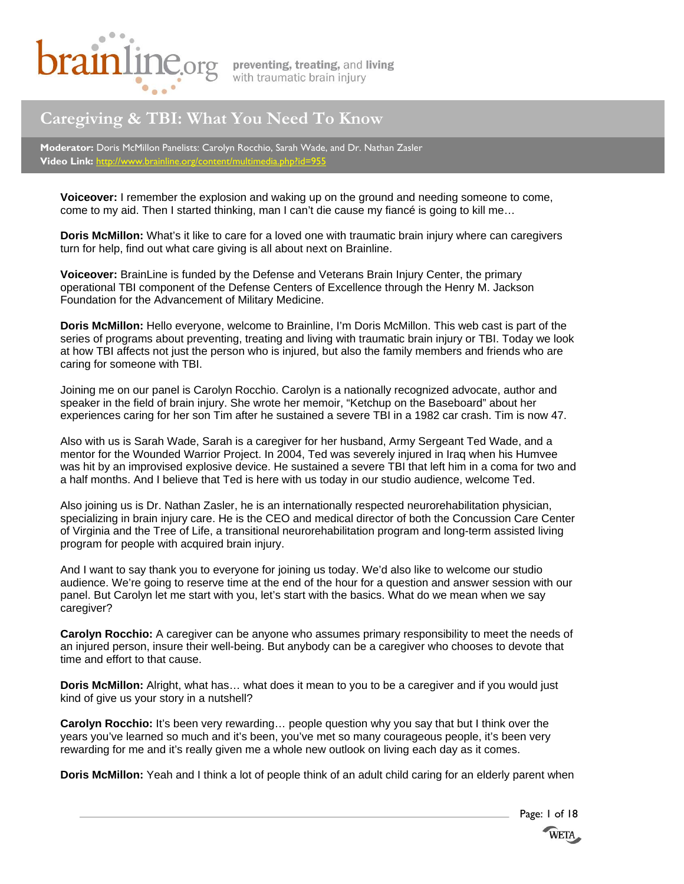brainline.org — preventing, treating, and living with traumatic brain injury

# Caregiving & TBI: What You Need To Know

**Moderator:** Doris McMillon Panelists: Carolyn Rocchio, Sarah Wade, and Dr. Nathan Zasler
**Video Link:** http://www.brainline.org/content/multimedia.php?id=955

**Voiceover:** I remember the explosion and waking up on the ground and needing someone to come, come to my aid. Then I started thinking, man I can't die cause my fiancé is going to kill me…

**Doris McMillon:** What's it like to care for a loved one with traumatic brain injury where can caregivers turn for help, find out what care giving is all about next on Brainline.

**Voiceover:** BrainLine is funded by the Defense and Veterans Brain Injury Center, the primary operational TBI component of the Defense Centers of Excellence through the Henry M. Jackson Foundation for the Advancement of Military Medicine.

**Doris McMillon:** Hello everyone, welcome to Brainline, I'm Doris McMillon. This web cast is part of the series of programs about preventing, treating and living with traumatic brain injury or TBI. Today we look at how TBI affects not just the person who is injured, but also the family members and friends who are caring for someone with TBI.

Joining me on our panel is Carolyn Rocchio. Carolyn is a nationally recognized advocate, author and speaker in the field of brain injury. She wrote her memoir, "Ketchup on the Baseboard" about her experiences caring for her son Tim after he sustained a severe TBI in a 1982 car crash. Tim is now 47.

Also with us is Sarah Wade, Sarah is a caregiver for her husband, Army Sergeant Ted Wade, and a mentor for the Wounded Warrior Project. In 2004, Ted was severely injured in Iraq when his Humvee was hit by an improvised explosive device. He sustained a severe TBI that left him in a coma for two and a half months. And I believe that Ted is here with us today in our studio audience, welcome Ted.

Also joining us is Dr. Nathan Zasler, he is an internationally respected neurorehabilitation physician, specializing in brain injury care. He is the CEO and medical director of both the Concussion Care Center of Virginia and the Tree of Life, a transitional neurorehabilitation program and long-term assisted living program for people with acquired brain injury.

And I want to say thank you to everyone for joining us today. We'd also like to welcome our studio audience. We're going to reserve time at the end of the hour for a question and answer session with our panel. But Carolyn let me start with you, let's start with the basics. What do we mean when we say caregiver?

**Carolyn Rocchio:** A caregiver can be anyone who assumes primary responsibility to meet the needs of an injured person, insure their well-being. But anybody can be a caregiver who chooses to devote that time and effort to that cause.

**Doris McMillon:** Alright, what has… what does it mean to you to be a caregiver and if you would just kind of give us your story in a nutshell?

**Carolyn Rocchio:** It's been very rewarding… people question why you say that but I think over the years you've learned so much and it's been, you've met so many courageous people, it's been very rewarding for me and it's really given me a whole new outlook on living each day as it comes.

**Doris McMillon:** Yeah and I think a lot of people think of an adult child caring for an elderly parent when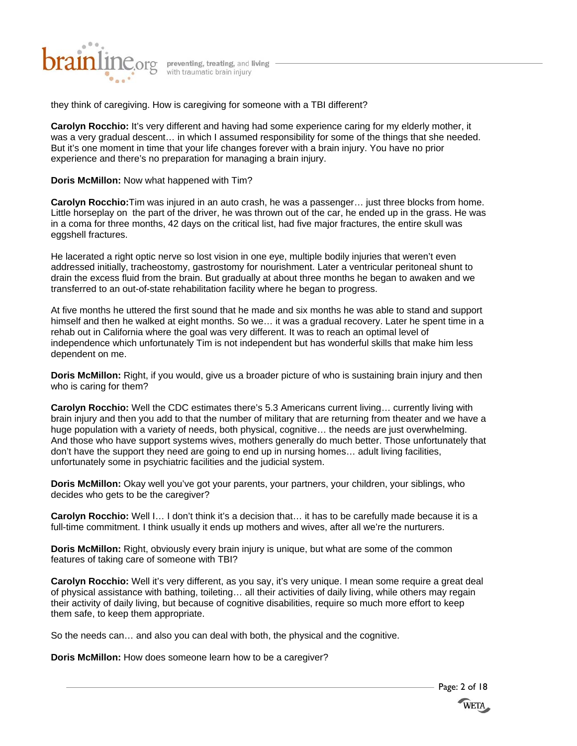they think of caregiving. How is caregiving for someone with a TBI different?

**Carolyn Rocchio:** It's very different and having had some experience caring for my elderly mother, it was a very gradual descent… in which I assumed responsibility for some of the things that she needed. But it's one moment in time that your life changes forever with a brain injury. You have no prior experience and there's no preparation for managing a brain injury.

**Doris McMillon:** Now what happened with Tim?

**Carolyn Rocchio:** Tim was injured in an auto crash, he was a passenger… just three blocks from home. Little horseplay on the part of the driver, he was thrown out of the car, he ended up in the grass. He was in a coma for three months, 42 days on the critical list, had five major fractures, the entire skull was eggshell fractures.

He lacerated a right optic nerve so lost vision in one eye, multiple bodily injuries that weren't even addressed initially, tracheostomy, gastrostomy for nourishment. Later a ventricular peritoneal shunt to drain the excess fluid from the brain. But gradually at about three months he began to awaken and we transferred to an out-of-state rehabilitation facility where he began to progress.

At five months he uttered the first sound that he made and six months he was able to stand and support himself and then he walked at eight months. So we… it was a gradual recovery. Later he spent time in a rehab out in California where the goal was very different. It was to reach an optimal level of independence which unfortunately Tim is not independent but has wonderful skills that make him less dependent on me.

**Doris McMillon:** Right, if you would, give us a broader picture of who is sustaining brain injury and then who is caring for them?

**Carolyn Rocchio:** Well the CDC estimates there's 5.3 Americans current living… currently living with brain injury and then you add to that the number of military that are returning from theater and we have a huge population with a variety of needs, both physical, cognitive… the needs are just overwhelming. And those who have support systems wives, mothers generally do much better. Those unfortunately that don't have the support they need are going to end up in nursing homes… adult living facilities, unfortunately some in psychiatric facilities and the judicial system.

**Doris McMillon:** Okay well you've got your parents, your partners, your children, your siblings, who decides who gets to be the caregiver?

**Carolyn Rocchio:** Well I… I don't think it's a decision that… it has to be carefully made because it is a full-time commitment. I think usually it ends up mothers and wives, after all we're the nurturers.

**Doris McMillon:** Right, obviously every brain injury is unique, but what are some of the common features of taking care of someone with TBI?

**Carolyn Rocchio:** Well it's very different, as you say, it's very unique. I mean some require a great deal of physical assistance with bathing, toileting… all their activities of daily living, while others may regain their activity of daily living, but because of cognitive disabilities, require so much more effort to keep them safe, to keep them appropriate.

So the needs can… and also you can deal with both, the physical and the cognitive.

**Doris McMillon:** How does someone learn how to be a caregiver?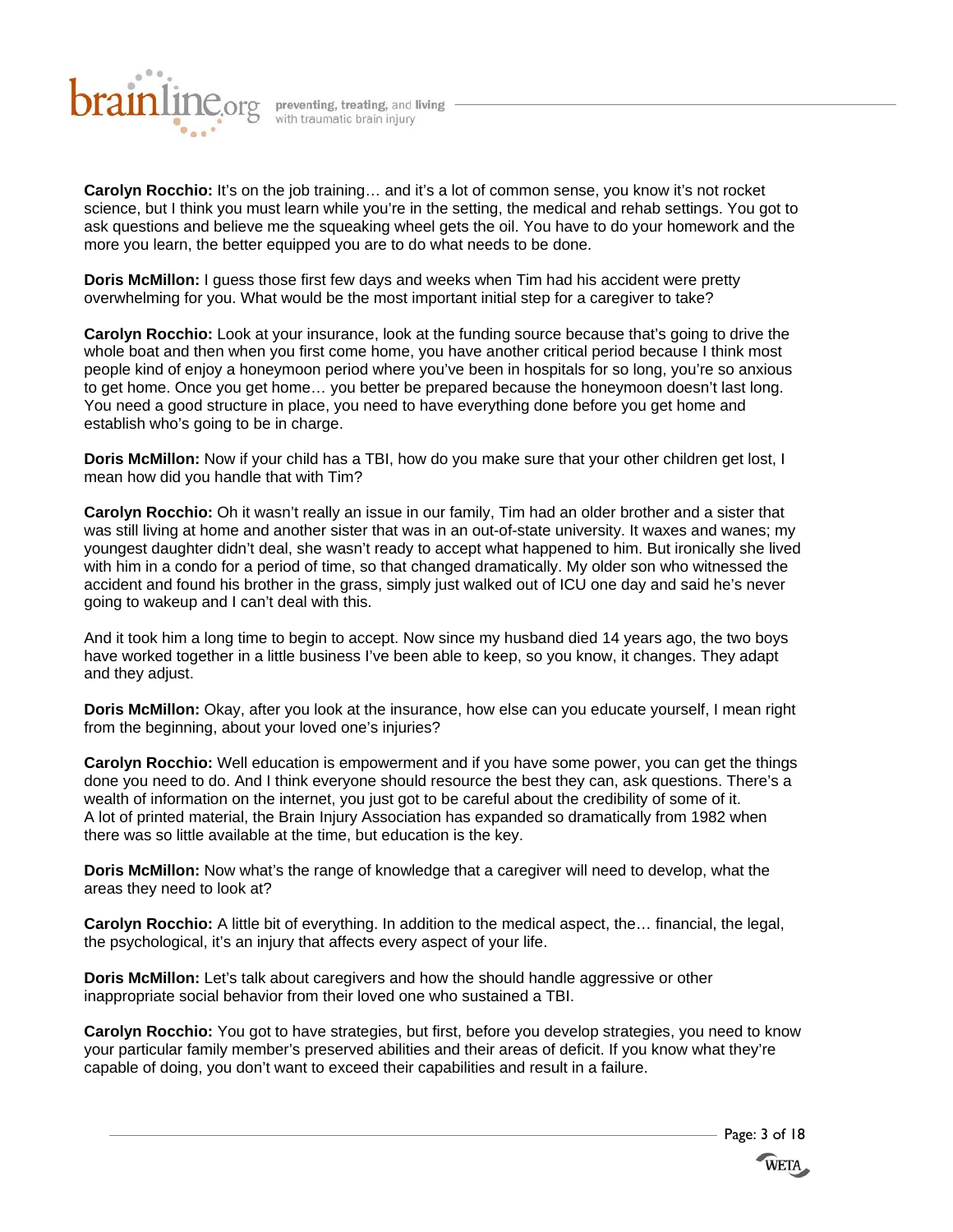**Carolyn Rocchio:** It's on the job training… and it's a lot of common sense, you know it's not rocket science, but I think you must learn while you're in the setting, the medical and rehab settings. You got to ask questions and believe me the squeaking wheel gets the oil. You have to do your homework and the more you learn, the better equipped you are to do what needs to be done.

**Doris McMillon:** I guess those first few days and weeks when Tim had his accident were pretty overwhelming for you. What would be the most important initial step for a caregiver to take?

**Carolyn Rocchio:** Look at your insurance, look at the funding source because that's going to drive the whole boat and then when you first come home, you have another critical period because I think most people kind of enjoy a honeymoon period where you've been in hospitals for so long, you're so anxious to get home. Once you get home… you better be prepared because the honeymoon doesn't last long. You need a good structure in place, you need to have everything done before you get home and establish who's going to be in charge.

**Doris McMillon:** Now if your child has a TBI, how do you make sure that your other children get lost, I mean how did you handle that with Tim?

**Carolyn Rocchio:** Oh it wasn't really an issue in our family, Tim had an older brother and a sister that was still living at home and another sister that was in an out-of-state university. It waxes and wanes; my youngest daughter didn't deal, she wasn't ready to accept what happened to him. But ironically she lived with him in a condo for a period of time, so that changed dramatically. My older son who witnessed the accident and found his brother in the grass, simply just walked out of ICU one day and said he's never going to wakeup and I can't deal with this.

And it took him a long time to begin to accept. Now since my husband died 14 years ago, the two boys have worked together in a little business I've been able to keep, so you know, it changes. They adapt and they adjust.

**Doris McMillon:** Okay, after you look at the insurance, how else can you educate yourself, I mean right from the beginning, about your loved one's injuries?

**Carolyn Rocchio:** Well education is empowerment and if you have some power, you can get the things done you need to do. And I think everyone should resource the best they can, ask questions. There's a wealth of information on the internet, you just got to be careful about the credibility of some of it. A lot of printed material, the Brain Injury Association has expanded so dramatically from 1982 when there was so little available at the time, but education is the key.

**Doris McMillon:** Now what's the range of knowledge that a caregiver will need to develop, what the areas they need to look at?

**Carolyn Rocchio:** A little bit of everything. In addition to the medical aspect, the… financial, the legal, the psychological, it's an injury that affects every aspect of your life.

**Doris McMillon:** Let's talk about caregivers and how the should handle aggressive or other inappropriate social behavior from their loved one who sustained a TBI.

**Carolyn Rocchio:** You got to have strategies, but first, before you develop strategies, you need to know your particular family member's preserved abilities and their areas of deficit. If you know what they're capable of doing, you don't want to exceed their capabilities and result in a failure.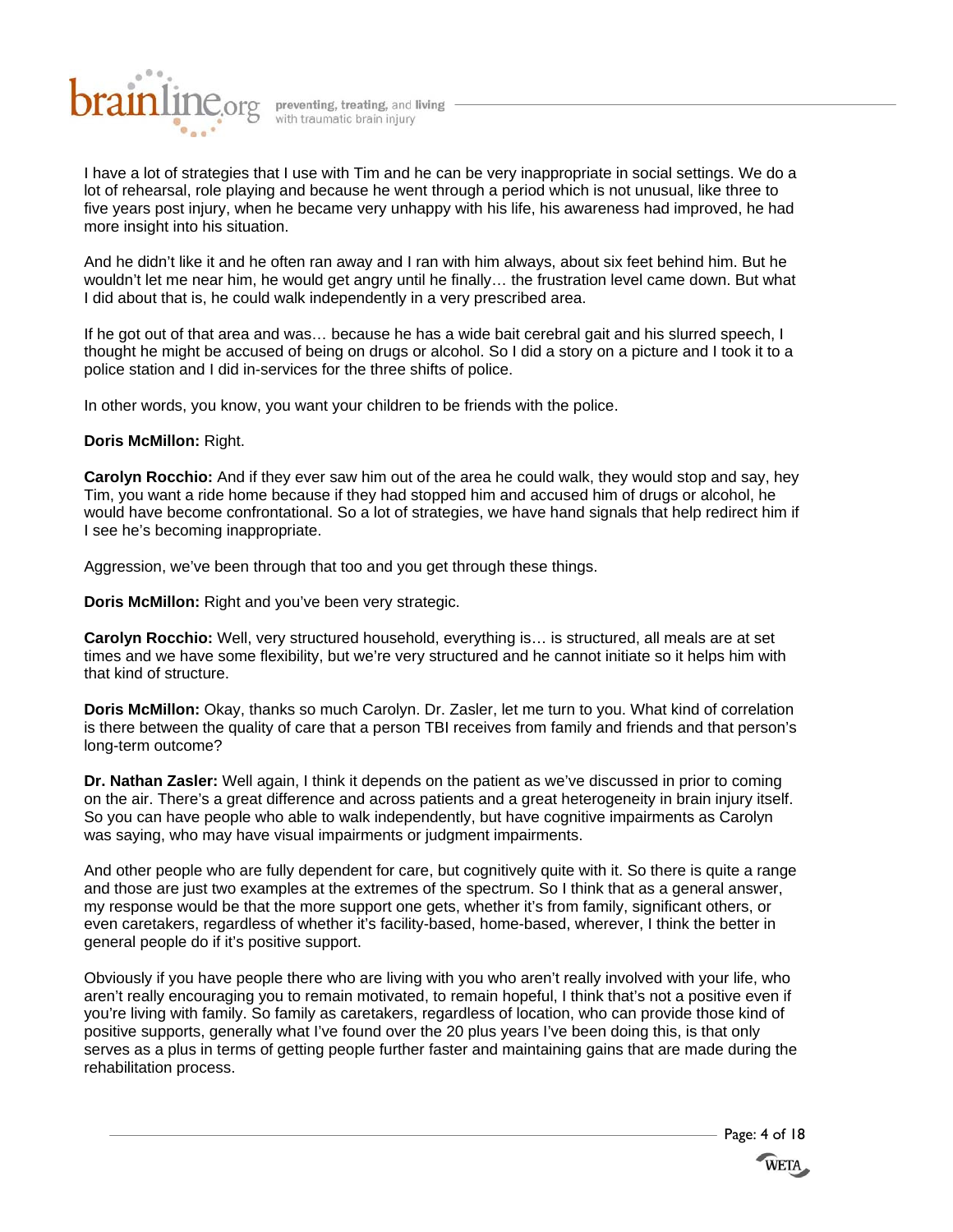I have a lot of strategies that I use with Tim and he can be very inappropriate in social settings. We do a lot of rehearsal, role playing and because he went through a period which is not unusual, like three to five years post injury, when he became very unhappy with his life, his awareness had improved, he had more insight into his situation.

And he didn't like it and he often ran away and I ran with him always, about six feet behind him. But he wouldn't let me near him, he would get angry until he finally… the frustration level came down. But what I did about that is, he could walk independently in a very prescribed area.

If he got out of that area and was… because he has a wide bait cerebral gait and his slurred speech, I thought he might be accused of being on drugs or alcohol. So I did a story on a picture and I took it to a police station and I did in-services for the three shifts of police.

In other words, you know, you want your children to be friends with the police.

**Doris McMillon:** Right.

**Carolyn Rocchio:** And if they ever saw him out of the area he could walk, they would stop and say, hey Tim, you want a ride home because if they had stopped him and accused him of drugs or alcohol, he would have become confrontational. So a lot of strategies, we have hand signals that help redirect him if I see he's becoming inappropriate.

Aggression, we've been through that too and you get through these things.

**Doris McMillon:** Right and you've been very strategic.

**Carolyn Rocchio:** Well, very structured household, everything is… is structured, all meals are at set times and we have some flexibility, but we're very structured and he cannot initiate so it helps him with that kind of structure.

**Doris McMillon:** Okay, thanks so much Carolyn. Dr. Zasler, let me turn to you. What kind of correlation is there between the quality of care that a person TBI receives from family and friends and that person's long-term outcome?

**Dr. Nathan Zasler:** Well again, I think it depends on the patient as we've discussed in prior to coming on the air. There's a great difference and across patients and a great heterogeneity in brain injury itself. So you can have people who able to walk independently, but have cognitive impairments as Carolyn was saying, who may have visual impairments or judgment impairments.

And other people who are fully dependent for care, but cognitively quite with it. So there is quite a range and those are just two examples at the extremes of the spectrum. So I think that as a general answer, my response would be that the more support one gets, whether it's from family, significant others, or even caretakers, regardless of whether it's facility-based, home-based, wherever, I think the better in general people do if it's positive support.

Obviously if you have people there who are living with you who aren't really involved with your life, who aren't really encouraging you to remain motivated, to remain hopeful, I think that's not a positive even if you're living with family. So family as caretakers, regardless of location, who can provide those kind of positive supports, generally what I've found over the 20 plus years I've been doing this, is that only serves as a plus in terms of getting people further faster and maintaining gains that are made during the rehabilitation process.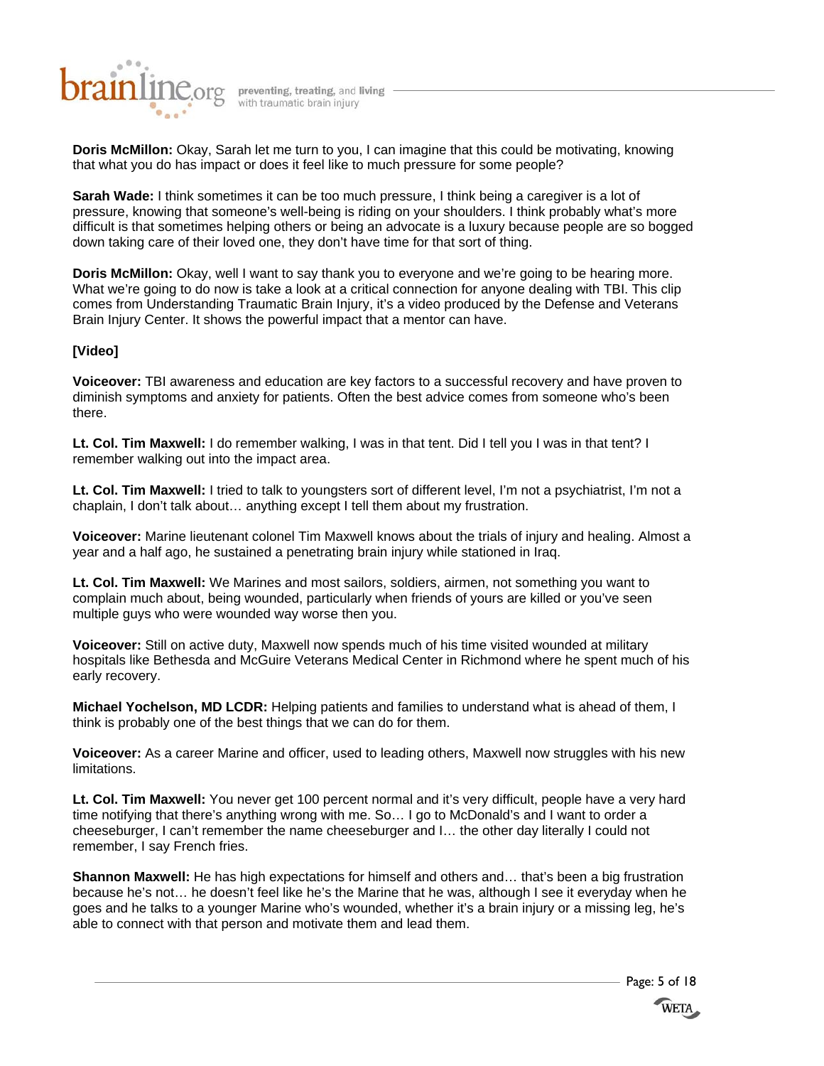**Doris McMillon:** Okay, Sarah let me turn to you, I can imagine that this could be motivating, knowing that what you do has impact or does it feel like to much pressure for some people?

**Sarah Wade:** I think sometimes it can be too much pressure, I think being a caregiver is a lot of pressure, knowing that someone's well-being is riding on your shoulders. I think probably what's more difficult is that sometimes helping others or being an advocate is a luxury because people are so bogged down taking care of their loved one, they don't have time for that sort of thing.

**Doris McMillon:** Okay, well I want to say thank you to everyone and we're going to be hearing more. What we're going to do now is take a look at a critical connection for anyone dealing with TBI. This clip comes from Understanding Traumatic Brain Injury, it's a video produced by the Defense and Veterans Brain Injury Center. It shows the powerful impact that a mentor can have.

**[Video]**

**Voiceover:** TBI awareness and education are key factors to a successful recovery and have proven to diminish symptoms and anxiety for patients. Often the best advice comes from someone who's been there.

**Lt. Col. Tim Maxwell:** I do remember walking, I was in that tent. Did I tell you I was in that tent? I remember walking out into the impact area.

**Lt. Col. Tim Maxwell:** I tried to talk to youngsters sort of different level, I'm not a psychiatrist, I'm not a chaplain, I don't talk about… anything except I tell them about my frustration.

**Voiceover:** Marine lieutenant colonel Tim Maxwell knows about the trials of injury and healing. Almost a year and a half ago, he sustained a penetrating brain injury while stationed in Iraq.

**Lt. Col. Tim Maxwell:** We Marines and most sailors, soldiers, airmen, not something you want to complain much about, being wounded, particularly when friends of yours are killed or you've seen multiple guys who were wounded way worse then you.

**Voiceover:** Still on active duty, Maxwell now spends much of his time visited wounded at military hospitals like Bethesda and McGuire Veterans Medical Center in Richmond where he spent much of his early recovery.

**Michael Yochelson, MD LCDR:** Helping patients and families to understand what is ahead of them, I think is probably one of the best things that we can do for them.

**Voiceover:** As a career Marine and officer, used to leading others, Maxwell now struggles with his new limitations.

**Lt. Col. Tim Maxwell:** You never get 100 percent normal and it's very difficult, people have a very hard time notifying that there's anything wrong with me. So… I go to McDonald's and I want to order a cheeseburger, I can't remember the name cheeseburger and I… the other day literally I could not remember, I say French fries.

**Shannon Maxwell:** He has high expectations for himself and others and… that's been a big frustration because he's not… he doesn't feel like he's the Marine that he was, although I see it everyday when he goes and he talks to a younger Marine who's wounded, whether it's a brain injury or a missing leg, he's able to connect with that person and motivate them and lead them.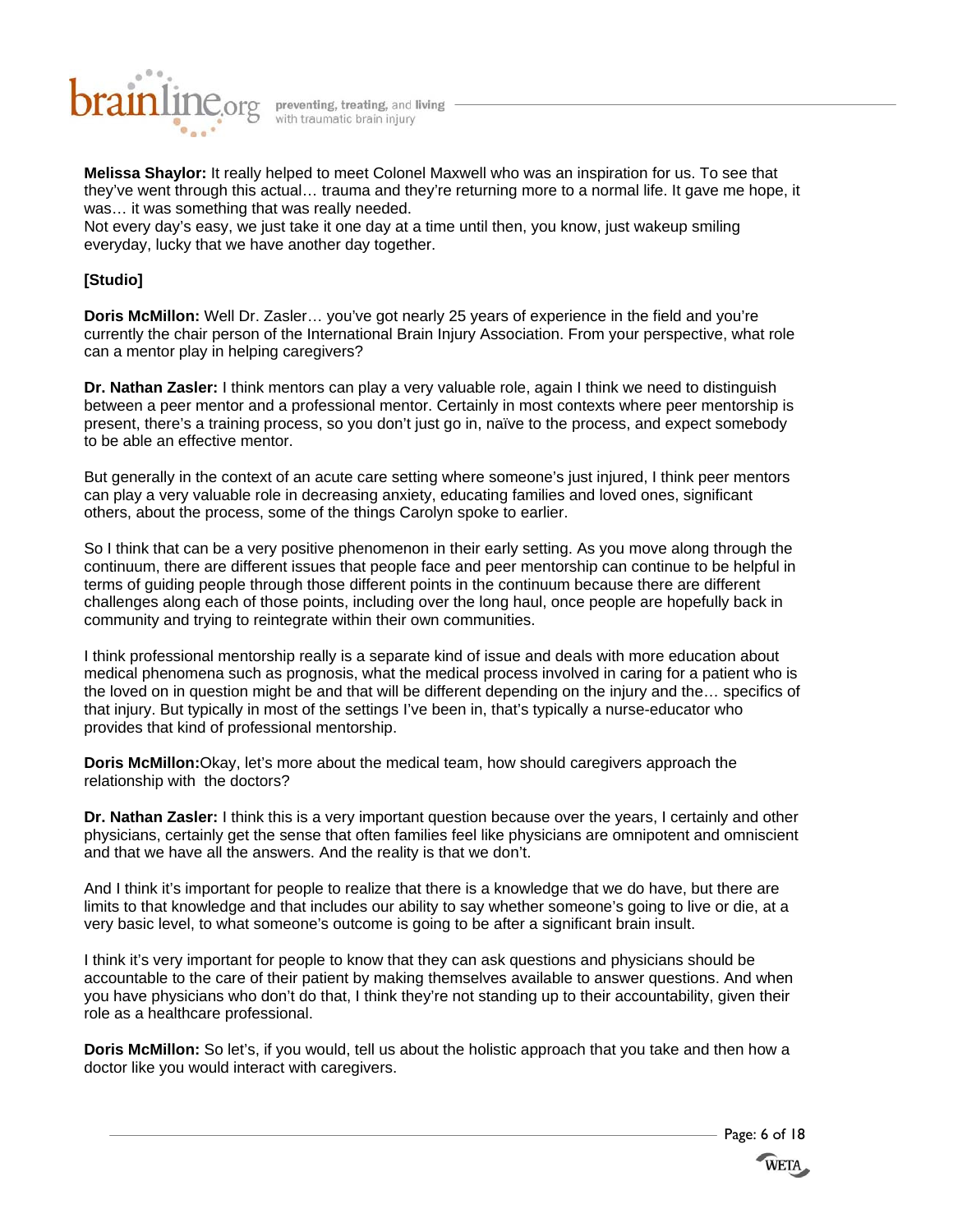**Melissa Shaylor:** It really helped to meet Colonel Maxwell who was an inspiration for us. To see that they've went through this actual… trauma and they're returning more to a normal life. It gave me hope, it was… it was something that was really needed.
Not every day's easy, we just take it one day at a time until then, you know, just wakeup smiling everyday, lucky that we have another day together.

**[Studio]**

**Doris McMillon:** Well Dr. Zasler… you've got nearly 25 years of experience in the field and you're currently the chair person of the International Brain Injury Association. From your perspective, what role can a mentor play in helping caregivers?

**Dr. Nathan Zasler:** I think mentors can play a very valuable role, again I think we need to distinguish between a peer mentor and a professional mentor. Certainly in most contexts where peer mentorship is present, there's a training process, so you don't just go in, naïve to the process, and expect somebody to be able an effective mentor.

But generally in the context of an acute care setting where someone's just injured, I think peer mentors can play a very valuable role in decreasing anxiety, educating families and loved ones, significant others, about the process, some of the things Carolyn spoke to earlier.

So I think that can be a very positive phenomenon in their early setting. As you move along through the continuum, there are different issues that people face and peer mentorship can continue to be helpful in terms of guiding people through those different points in the continuum because there are different challenges along each of those points, including over the long haul, once people are hopefully back in community and trying to reintegrate within their own communities.

I think professional mentorship really is a separate kind of issue and deals with more education about medical phenomena such as prognosis, what the medical process involved in caring for a patient who is the loved on in question might be and that will be different depending on the injury and the… specifics of that injury. But typically in most of the settings I've been in, that's typically a nurse-educator who provides that kind of professional mentorship.

**Doris McMillon:**Okay, let's more about the medical team, how should caregivers approach the relationship with the doctors?

**Dr. Nathan Zasler:** I think this is a very important question because over the years, I certainly and other physicians, certainly get the sense that often families feel like physicians are omnipotent and omniscient and that we have all the answers. And the reality is that we don't.

And I think it's important for people to realize that there is a knowledge that we do have, but there are limits to that knowledge and that includes our ability to say whether someone's going to live or die, at a very basic level, to what someone's outcome is going to be after a significant brain insult.

I think it's very important for people to know that they can ask questions and physicians should be accountable to the care of their patient by making themselves available to answer questions. And when you have physicians who don't do that, I think they're not standing up to their accountability, given their role as a healthcare professional.

**Doris McMillon:** So let's, if you would, tell us about the holistic approach that you take and then how a doctor like you would interact with caregivers.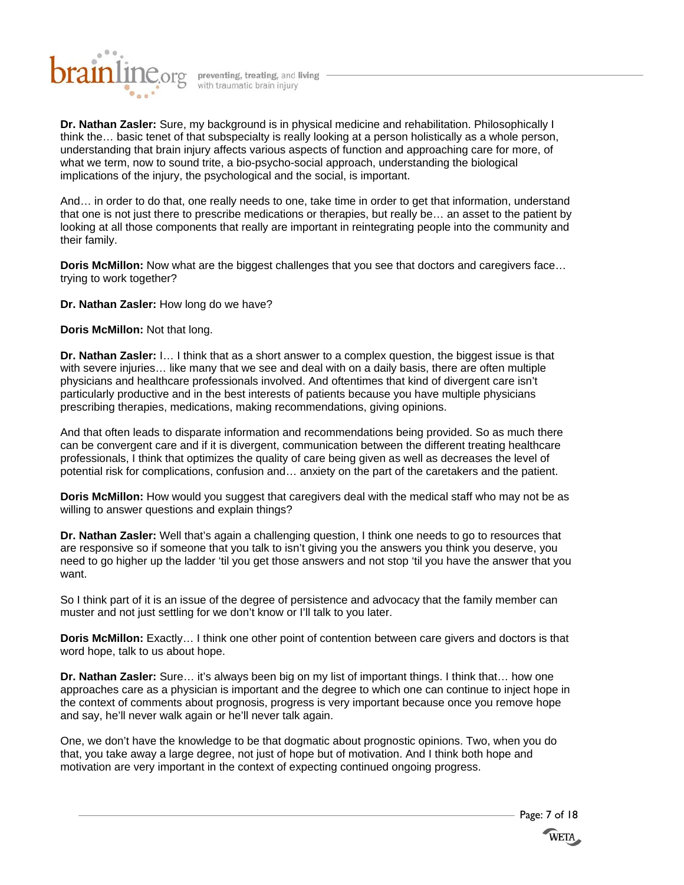**Dr. Nathan Zasler:** Sure, my background is in physical medicine and rehabilitation. Philosophically I think the… basic tenet of that subspecialty is really looking at a person holistically as a whole person, understanding that brain injury affects various aspects of function and approaching care for more, of what we term, now to sound trite, a bio-psycho-social approach, understanding the biological implications of the injury, the psychological and the social, is important.

And… in order to do that, one really needs to one, take time in order to get that information, understand that one is not just there to prescribe medications or therapies, but really be… an asset to the patient by looking at all those components that really are important in reintegrating people into the community and their family.

**Doris McMillon:** Now what are the biggest challenges that you see that doctors and caregivers face… trying to work together?

**Dr. Nathan Zasler:** How long do we have?

**Doris McMillon:** Not that long.

**Dr. Nathan Zasler:** I… I think that as a short answer to a complex question, the biggest issue is that with severe injuries… like many that we see and deal with on a daily basis, there are often multiple physicians and healthcare professionals involved. And oftentimes that kind of divergent care isn't particularly productive and in the best interests of patients because you have multiple physicians prescribing therapies, medications, making recommendations, giving opinions.

And that often leads to disparate information and recommendations being provided. So as much there can be convergent care and if it is divergent, communication between the different treating healthcare professionals, I think that optimizes the quality of care being given as well as decreases the level of potential risk for complications, confusion and… anxiety on the part of the caretakers and the patient.

**Doris McMillon:** How would you suggest that caregivers deal with the medical staff who may not be as willing to answer questions and explain things?

**Dr. Nathan Zasler:** Well that's again a challenging question, I think one needs to go to resources that are responsive so if someone that you talk to isn't giving you the answers you think you deserve, you need to go higher up the ladder 'til you get those answers and not stop 'til you have the answer that you want.

So I think part of it is an issue of the degree of persistence and advocacy that the family member can muster and not just settling for we don't know or I'll talk to you later.

**Doris McMillon:** Exactly… I think one other point of contention between care givers and doctors is that word hope, talk to us about hope.

**Dr. Nathan Zasler:** Sure… it's always been big on my list of important things. I think that… how one approaches care as a physician is important and the degree to which one can continue to inject hope in the context of comments about prognosis, progress is very important because once you remove hope and say, he'll never walk again or he'll never talk again.

One, we don't have the knowledge to be that dogmatic about prognostic opinions. Two, when you do that, you take away a large degree, not just of hope but of motivation. And I think both hope and motivation are very important in the context of expecting continued ongoing progress.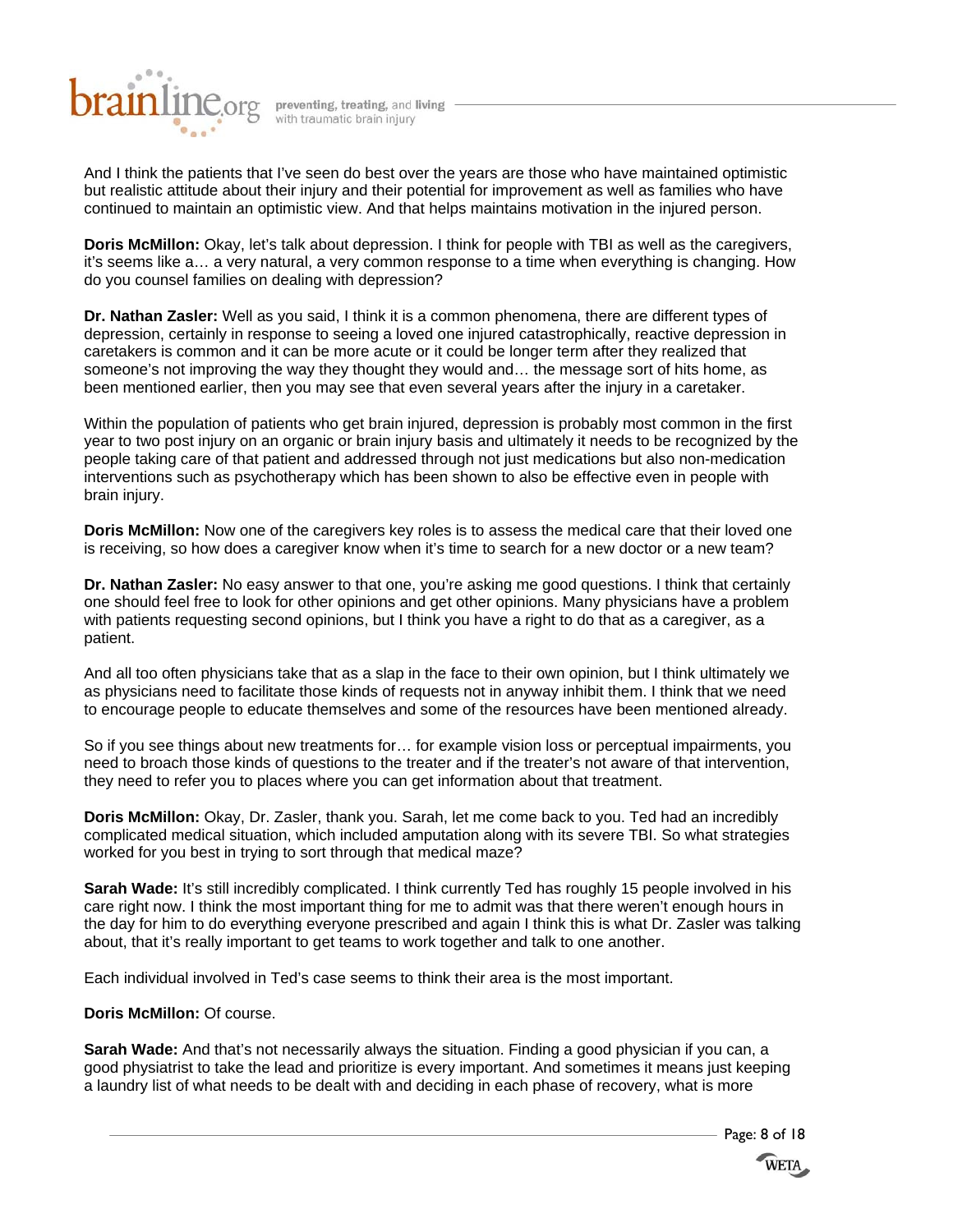And I think the patients that I've seen do best over the years are those who have maintained optimistic but realistic attitude about their injury and their potential for improvement as well as families who have continued to maintain an optimistic view. And that helps maintains motivation in the injured person.

**Doris McMillon:** Okay, let's talk about depression. I think for people with TBI as well as the caregivers, it's seems like a… a very natural, a very common response to a time when everything is changing. How do you counsel families on dealing with depression?

**Dr. Nathan Zasler:** Well as you said, I think it is a common phenomena, there are different types of depression, certainly in response to seeing a loved one injured catastrophically, reactive depression in caretakers is common and it can be more acute or it could be longer term after they realized that someone's not improving the way they thought they would and… the message sort of hits home, as been mentioned earlier, then you may see that even several years after the injury in a caretaker.

Within the population of patients who get brain injured, depression is probably most common in the first year to two post injury on an organic or brain injury basis and ultimately it needs to be recognized by the people taking care of that patient and addressed through not just medications but also non-medication interventions such as psychotherapy which has been shown to also be effective even in people with brain injury.

**Doris McMillon:** Now one of the caregivers key roles is to assess the medical care that their loved one is receiving, so how does a caregiver know when it's time to search for a new doctor or a new team?

**Dr. Nathan Zasler:** No easy answer to that one, you're asking me good questions. I think that certainly one should feel free to look for other opinions and get other opinions. Many physicians have a problem with patients requesting second opinions, but I think you have a right to do that as a caregiver, as a patient.

And all too often physicians take that as a slap in the face to their own opinion, but I think ultimately we as physicians need to facilitate those kinds of requests not in anyway inhibit them. I think that we need to encourage people to educate themselves and some of the resources have been mentioned already.

So if you see things about new treatments for… for example vision loss or perceptual impairments, you need to broach those kinds of questions to the treater and if the treater's not aware of that intervention, they need to refer you to places where you can get information about that treatment.

**Doris McMillon:** Okay, Dr. Zasler, thank you. Sarah, let me come back to you. Ted had an incredibly complicated medical situation, which included amputation along with its severe TBI. So what strategies worked for you best in trying to sort through that medical maze?

**Sarah Wade:** It's still incredibly complicated. I think currently Ted has roughly 15 people involved in his care right now. I think the most important thing for me to admit was that there weren't enough hours in the day for him to do everything everyone prescribed and again I think this is what Dr. Zasler was talking about, that it's really important to get teams to work together and talk to one another.

Each individual involved in Ted's case seems to think their area is the most important.

**Doris McMillon:** Of course.

**Sarah Wade:** And that's not necessarily always the situation. Finding a good physician if you can, a good physiatrist to take the lead and prioritize is every important. And sometimes it means just keeping a laundry list of what needs to be dealt with and deciding in each phase of recovery, what is more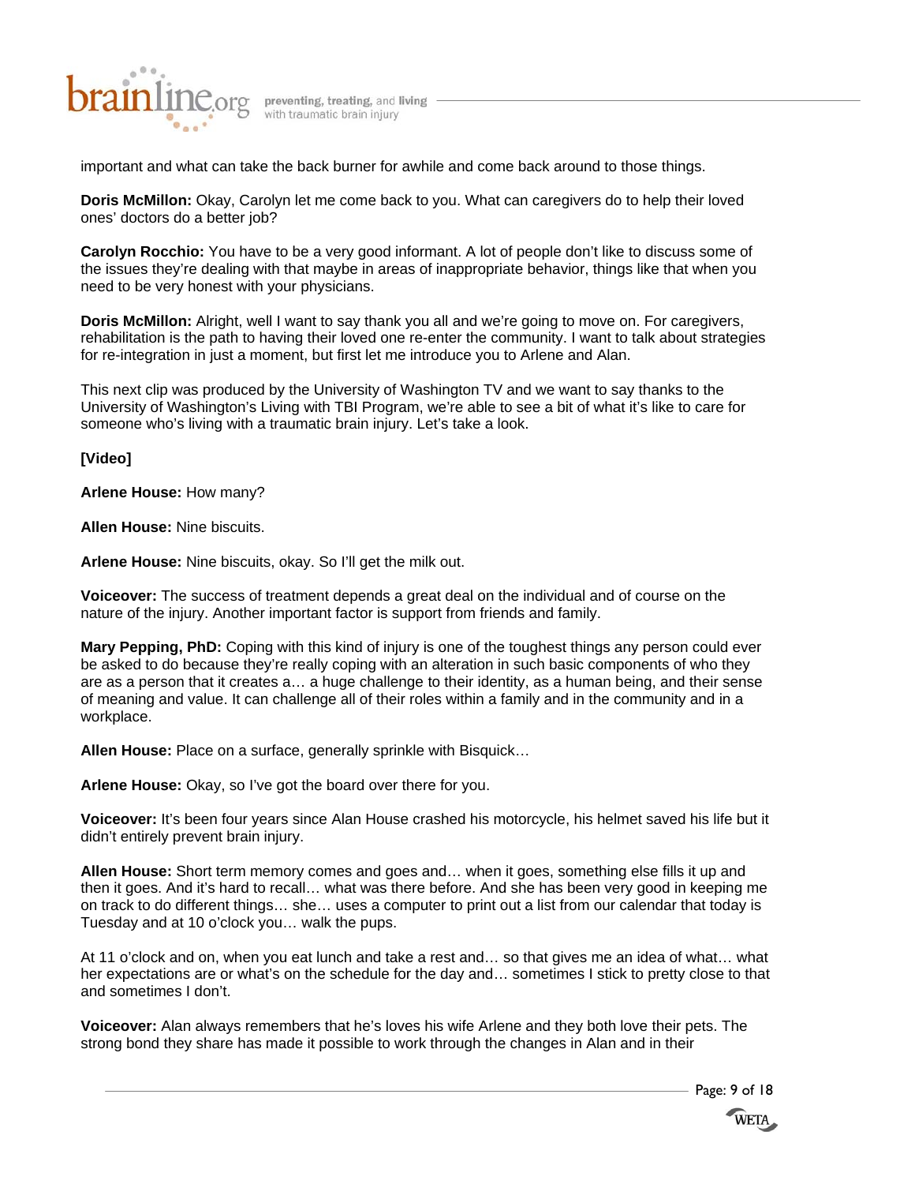important and what can take the back burner for awhile and come back around to those things.

**Doris McMillon:** Okay, Carolyn let me come back to you. What can caregivers do to help their loved ones' doctors do a better job?

**Carolyn Rocchio:** You have to be a very good informant. A lot of people don't like to discuss some of the issues they're dealing with that maybe in areas of inappropriate behavior, things like that when you need to be very honest with your physicians.

**Doris McMillon:** Alright, well I want to say thank you all and we're going to move on. For caregivers, rehabilitation is the path to having their loved one re-enter the community. I want to talk about strategies for re-integration in just a moment, but first let me introduce you to Arlene and Alan.

This next clip was produced by the University of Washington TV and we want to say thanks to the University of Washington's Living with TBI Program, we're able to see a bit of what it's like to care for someone who's living with a traumatic brain injury. Let's take a look.

**[Video]**

**Arlene House:** How many?

**Allen House:** Nine biscuits.

**Arlene House:** Nine biscuits, okay. So I'll get the milk out.

**Voiceover:** The success of treatment depends a great deal on the individual and of course on the nature of the injury. Another important factor is support from friends and family.

**Mary Pepping, PhD:** Coping with this kind of injury is one of the toughest things any person could ever be asked to do because they're really coping with an alteration in such basic components of who they are as a person that it creates a… a huge challenge to their identity, as a human being, and their sense of meaning and value. It can challenge all of their roles within a family and in the community and in a workplace.

**Allen House:** Place on a surface, generally sprinkle with Bisquick…

**Arlene House:** Okay, so I've got the board over there for you.

**Voiceover:** It's been four years since Alan House crashed his motorcycle, his helmet saved his life but it didn't entirely prevent brain injury.

**Allen House:** Short term memory comes and goes and… when it goes, something else fills it up and then it goes. And it's hard to recall… what was there before. And she has been very good in keeping me on track to do different things… she… uses a computer to print out a list from our calendar that today is Tuesday and at 10 o'clock you… walk the pups.

At 11 o'clock and on, when you eat lunch and take a rest and… so that gives me an idea of what… what her expectations are or what's on the schedule for the day and… sometimes I stick to pretty close to that and sometimes I don't.

**Voiceover:** Alan always remembers that he's loves his wife Arlene and they both love their pets. The strong bond they share has made it possible to work through the changes in Alan and in their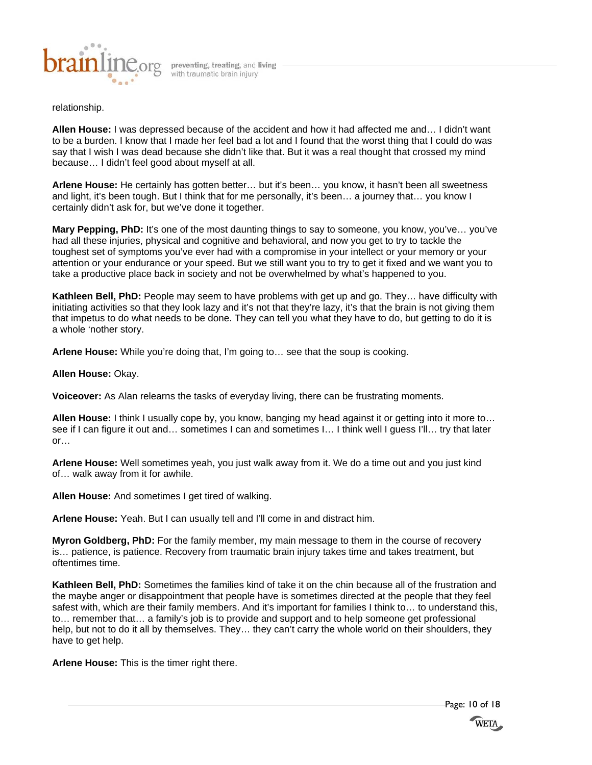relationship.

**Allen House:** I was depressed because of the accident and how it had affected me and… I didn't want to be a burden. I know that I made her feel bad a lot and I found that the worst thing that I could do was say that I wish I was dead because she didn't like that. But it was a real thought that crossed my mind because… I didn't feel good about myself at all.

**Arlene House:** He certainly has gotten better… but it's been… you know, it hasn't been all sweetness and light, it's been tough. But I think that for me personally, it's been… a journey that… you know I certainly didn't ask for, but we've done it together.

**Mary Pepping, PhD:** It's one of the most daunting things to say to someone, you know, you've… you've had all these injuries, physical and cognitive and behavioral, and now you get to try to tackle the toughest set of symptoms you've ever had with a compromise in your intellect or your memory or your attention or your endurance or your speed. But we still want you to try to get it fixed and we want you to take a productive place back in society and not be overwhelmed by what's happened to you.

**Kathleen Bell, PhD:** People may seem to have problems with get up and go. They… have difficulty with initiating activities so that they look lazy and it's not that they're lazy, it's that the brain is not giving them that impetus to do what needs to be done. They can tell you what they have to do, but getting to do it is a whole 'nother story.

**Arlene House:** While you're doing that, I'm going to… see that the soup is cooking.

**Allen House:** Okay.

**Voiceover:** As Alan relearns the tasks of everyday living, there can be frustrating moments.

**Allen House:** I think I usually cope by, you know, banging my head against it or getting into it more to… see if I can figure it out and… sometimes I can and sometimes I… I think well I guess I'll… try that later or…

**Arlene House:** Well sometimes yeah, you just walk away from it. We do a time out and you just kind of… walk away from it for awhile.

**Allen House:** And sometimes I get tired of walking.

**Arlene House:** Yeah. But I can usually tell and I'll come in and distract him.

**Myron Goldberg, PhD:** For the family member, my main message to them in the course of recovery is… patience, is patience. Recovery from traumatic brain injury takes time and takes treatment, but oftentimes time.

**Kathleen Bell, PhD:** Sometimes the families kind of take it on the chin because all of the frustration and the maybe anger or disappointment that people have is sometimes directed at the people that they feel safest with, which are their family members. And it's important for families I think to… to understand this, to… remember that… a family's job is to provide and support and to help someone get professional help, but not to do it all by themselves. They… they can't carry the whole world on their shoulders, they have to get help.

**Arlene House:** This is the timer right there.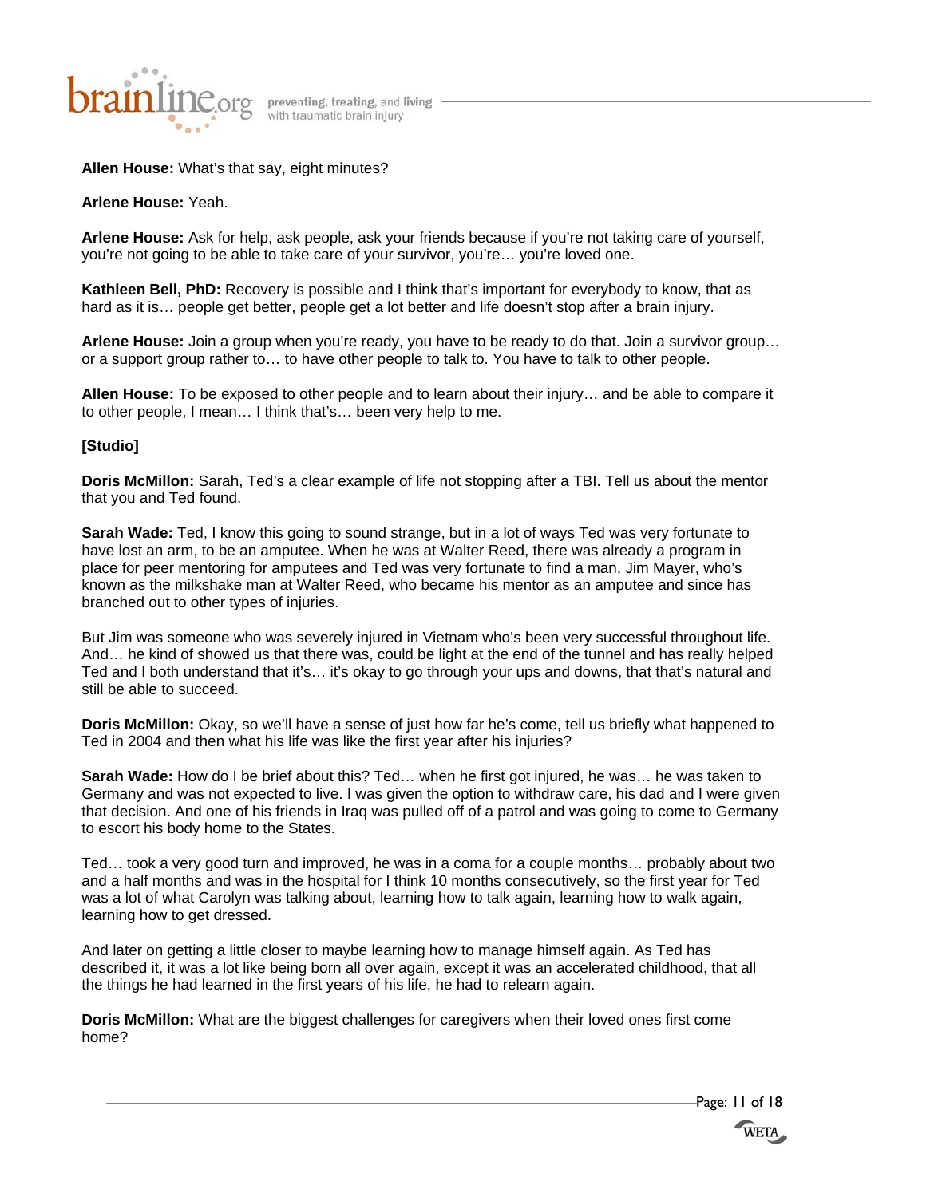**Allen House:** What's that say, eight minutes?

**Arlene House:** Yeah.

**Arlene House:** Ask for help, ask people, ask your friends because if you're not taking care of yourself, you're not going to be able to take care of your survivor, you're… you're loved one.

**Kathleen Bell, PhD:** Recovery is possible and I think that's important for everybody to know, that as hard as it is… people get better, people get a lot better and life doesn't stop after a brain injury.

**Arlene House:** Join a group when you're ready, you have to be ready to do that. Join a survivor group… or a support group rather to… to have other people to talk to. You have to talk to other people.

**Allen House:** To be exposed to other people and to learn about their injury… and be able to compare it to other people, I mean… I think that's… been very help to me.

**[Studio]**

**Doris McMillon:** Sarah, Ted's a clear example of life not stopping after a TBI. Tell us about the mentor that you and Ted found.

**Sarah Wade:** Ted, I know this going to sound strange, but in a lot of ways Ted was very fortunate to have lost an arm, to be an amputee. When he was at Walter Reed, there was already a program in place for peer mentoring for amputees and Ted was very fortunate to find a man, Jim Mayer, who's known as the milkshake man at Walter Reed, who became his mentor as an amputee and since has branched out to other types of injuries.

But Jim was someone who was severely injured in Vietnam who's been very successful throughout life. And… he kind of showed us that there was, could be light at the end of the tunnel and has really helped Ted and I both understand that it's… it's okay to go through your ups and downs, that that's natural and still be able to succeed.

**Doris McMillon:** Okay, so we'll have a sense of just how far he's come, tell us briefly what happened to Ted in 2004 and then what his life was like the first year after his injuries?

**Sarah Wade:** How do I be brief about this? Ted… when he first got injured, he was… he was taken to Germany and was not expected to live. I was given the option to withdraw care, his dad and I were given that decision. And one of his friends in Iraq was pulled off of a patrol and was going to come to Germany to escort his body home to the States.

Ted… took a very good turn and improved, he was in a coma for a couple months… probably about two and a half months and was in the hospital for I think 10 months consecutively, so the first year for Ted was a lot of what Carolyn was talking about, learning how to talk again, learning how to walk again, learning how to get dressed.

And later on getting a little closer to maybe learning how to manage himself again. As Ted has described it, it was a lot like being born all over again, except it was an accelerated childhood, that all the things he had learned in the first years of his life, he had to relearn again.

**Doris McMillon:** What are the biggest challenges for caregivers when their loved ones first come home?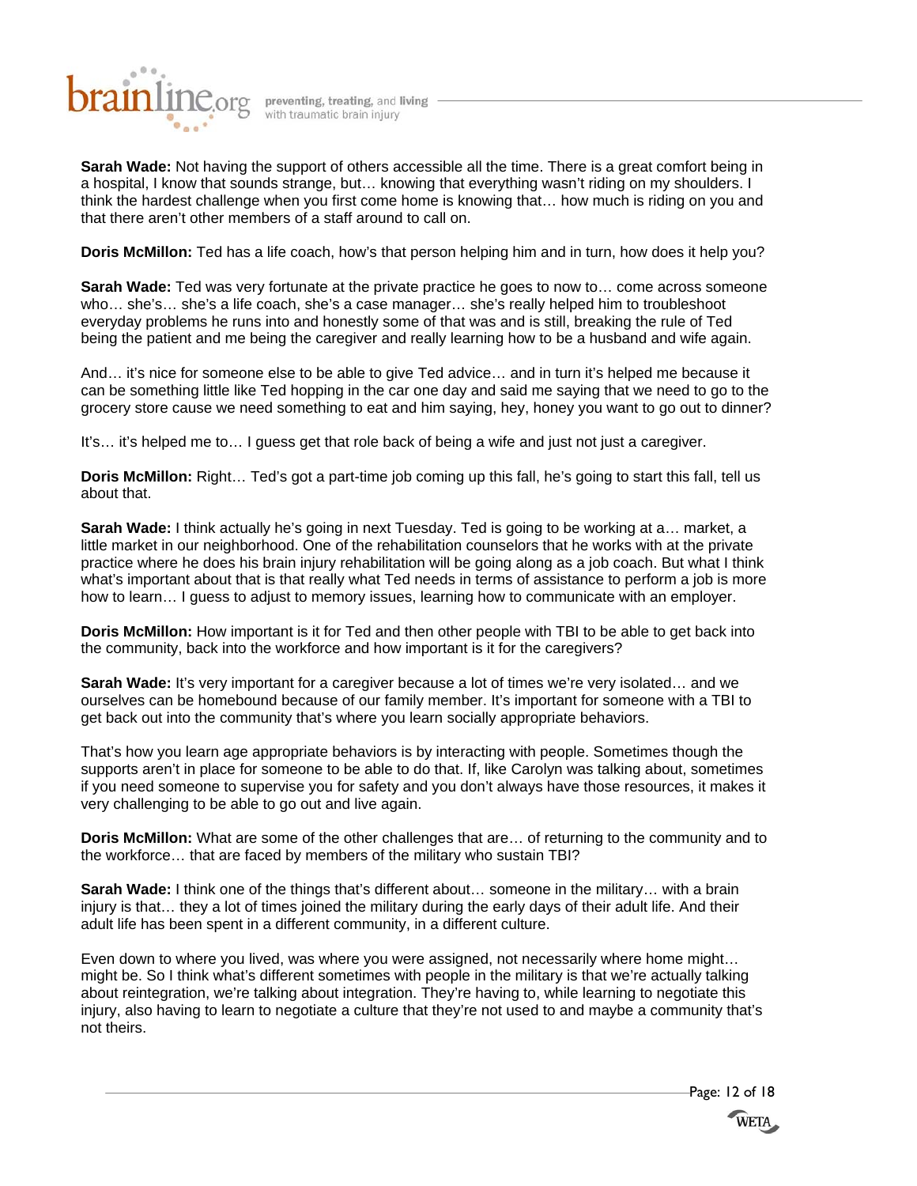**Sarah Wade:** Not having the support of others accessible all the time. There is a great comfort being in a hospital, I know that sounds strange, but… knowing that everything wasn't riding on my shoulders. I think the hardest challenge when you first come home is knowing that… how much is riding on you and that there aren't other members of a staff around to call on.

**Doris McMillon:** Ted has a life coach, how's that person helping him and in turn, how does it help you?

**Sarah Wade:** Ted was very fortunate at the private practice he goes to now to… come across someone who… she's… she's a life coach, she's a case manager… she's really helped him to troubleshoot everyday problems he runs into and honestly some of that was and is still, breaking the rule of Ted being the patient and me being the caregiver and really learning how to be a husband and wife again.

And… it's nice for someone else to be able to give Ted advice… and in turn it's helped me because it can be something little like Ted hopping in the car one day and said me saying that we need to go to the grocery store cause we need something to eat and him saying, hey, honey you want to go out to dinner?

It's… it's helped me to… I guess get that role back of being a wife and just not just a caregiver.

**Doris McMillon:** Right… Ted's got a part-time job coming up this fall, he's going to start this fall, tell us about that.

**Sarah Wade:** I think actually he's going in next Tuesday. Ted is going to be working at a… market, a little market in our neighborhood. One of the rehabilitation counselors that he works with at the private practice where he does his brain injury rehabilitation will be going along as a job coach. But what I think what's important about that is that really what Ted needs in terms of assistance to perform a job is more how to learn… I guess to adjust to memory issues, learning how to communicate with an employer.

**Doris McMillon:** How important is it for Ted and then other people with TBI to be able to get back into the community, back into the workforce and how important is it for the caregivers?

**Sarah Wade:** It's very important for a caregiver because a lot of times we're very isolated… and we ourselves can be homebound because of our family member. It's important for someone with a TBI to get back out into the community that's where you learn socially appropriate behaviors.

That's how you learn age appropriate behaviors is by interacting with people. Sometimes though the supports aren't in place for someone to be able to do that. If, like Carolyn was talking about, sometimes if you need someone to supervise you for safety and you don't always have those resources, it makes it very challenging to be able to go out and live again.

**Doris McMillon:** What are some of the other challenges that are… of returning to the community and to the workforce… that are faced by members of the military who sustain TBI?

**Sarah Wade:** I think one of the things that's different about… someone in the military… with a brain injury is that… they a lot of times joined the military during the early days of their adult life. And their adult life has been spent in a different community, in a different culture.

Even down to where you lived, was where you were assigned, not necessarily where home might… might be. So I think what's different sometimes with people in the military is that we're actually talking about reintegration, we're talking about integration. They're having to, while learning to negotiate this injury, also having to learn to negotiate a culture that they're not used to and maybe a community that's not theirs.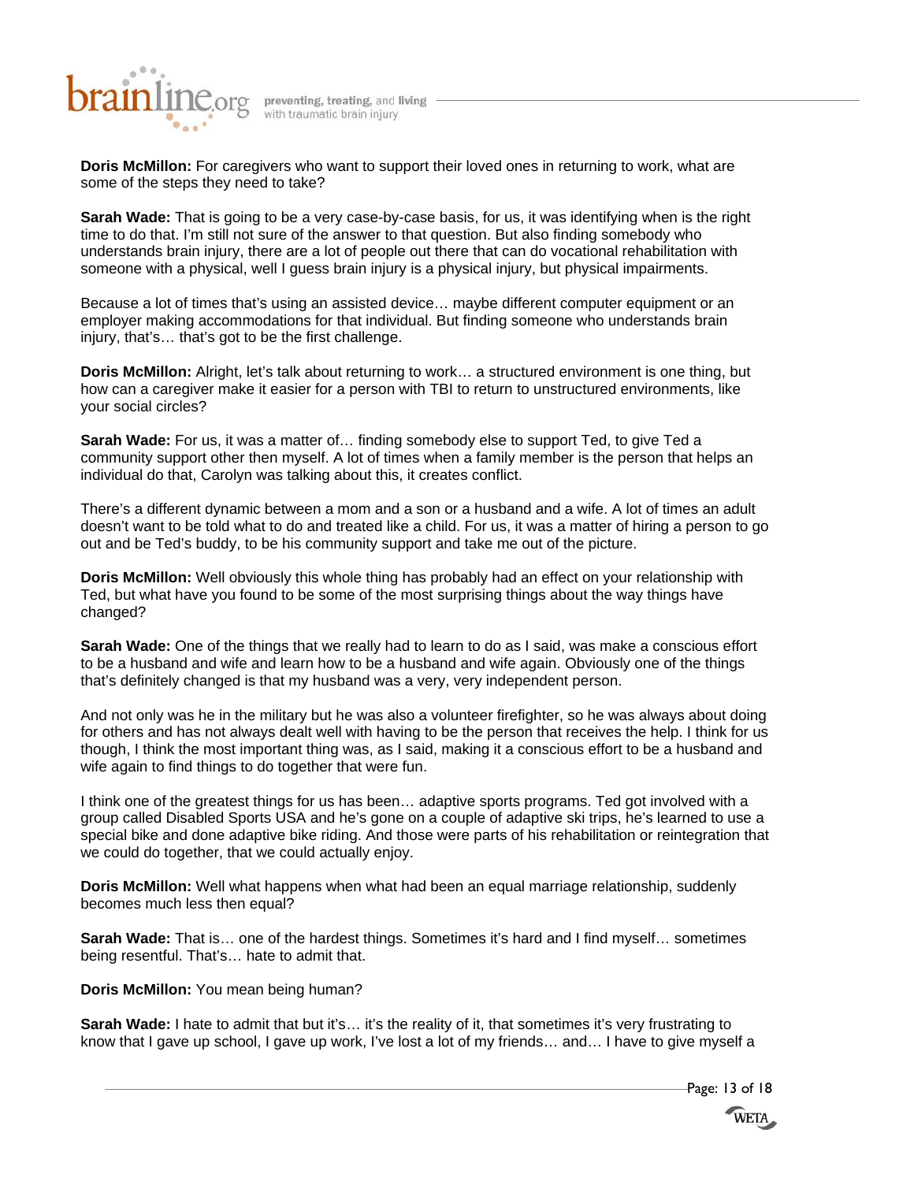**Doris McMillon:** For caregivers who want to support their loved ones in returning to work, what are some of the steps they need to take?

**Sarah Wade:** That is going to be a very case-by-case basis, for us, it was identifying when is the right time to do that. I'm still not sure of the answer to that question. But also finding somebody who understands brain injury, there are a lot of people out there that can do vocational rehabilitation with someone with a physical, well I guess brain injury is a physical injury, but physical impairments.

Because a lot of times that's using an assisted device… maybe different computer equipment or an employer making accommodations for that individual. But finding someone who understands brain injury, that's… that's got to be the first challenge.

**Doris McMillon:** Alright, let's talk about returning to work… a structured environment is one thing, but how can a caregiver make it easier for a person with TBI to return to unstructured environments, like your social circles?

**Sarah Wade:** For us, it was a matter of… finding somebody else to support Ted, to give Ted a community support other then myself. A lot of times when a family member is the person that helps an individual do that, Carolyn was talking about this, it creates conflict.

There's a different dynamic between a mom and a son or a husband and a wife. A lot of times an adult doesn't want to be told what to do and treated like a child. For us, it was a matter of hiring a person to go out and be Ted's buddy, to be his community support and take me out of the picture.

**Doris McMillon:** Well obviously this whole thing has probably had an effect on your relationship with Ted, but what have you found to be some of the most surprising things about the way things have changed?

**Sarah Wade:** One of the things that we really had to learn to do as I said, was make a conscious effort to be a husband and wife and learn how to be a husband and wife again. Obviously one of the things that's definitely changed is that my husband was a very, very independent person.

And not only was he in the military but he was also a volunteer firefighter, so he was always about doing for others and has not always dealt well with having to be the person that receives the help. I think for us though, I think the most important thing was, as I said, making it a conscious effort to be a husband and wife again to find things to do together that were fun.

I think one of the greatest things for us has been… adaptive sports programs. Ted got involved with a group called Disabled Sports USA and he's gone on a couple of adaptive ski trips, he's learned to use a special bike and done adaptive bike riding. And those were parts of his rehabilitation or reintegration that we could do together, that we could actually enjoy.

**Doris McMillon:** Well what happens when what had been an equal marriage relationship, suddenly becomes much less then equal?

**Sarah Wade:** That is… one of the hardest things. Sometimes it's hard and I find myself… sometimes being resentful. That's… hate to admit that.

**Doris McMillon:** You mean being human?

**Sarah Wade:** I hate to admit that but it's… it's the reality of it, that sometimes it's very frustrating to know that I gave up school, I gave up work, I've lost a lot of my friends… and… I have to give myself a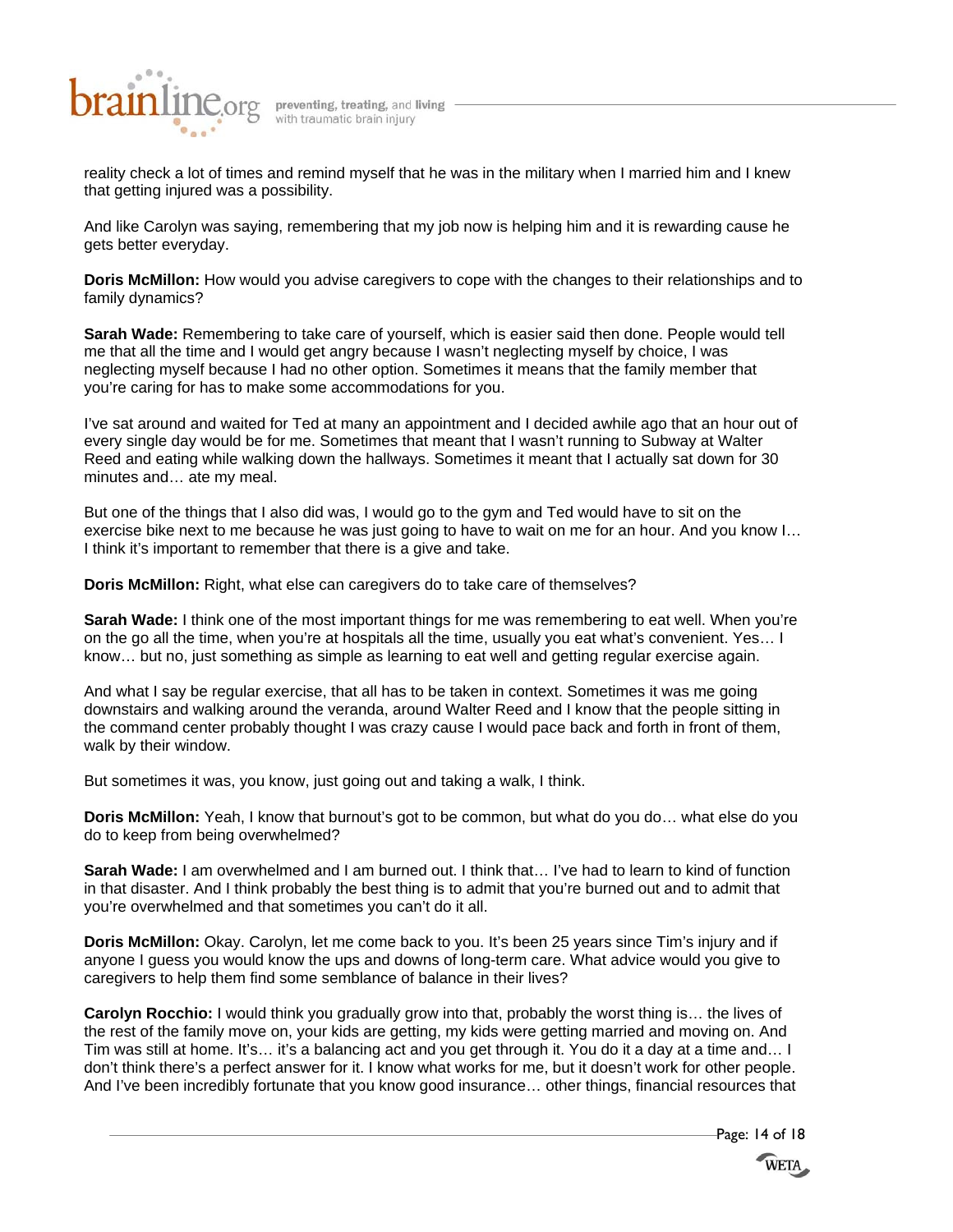reality check a lot of times and remind myself that he was in the military when I married him and I knew that getting injured was a possibility.

And like Carolyn was saying, remembering that my job now is helping him and it is rewarding cause he gets better everyday.

**Doris McMillon:** How would you advise caregivers to cope with the changes to their relationships and to family dynamics?

**Sarah Wade:** Remembering to take care of yourself, which is easier said then done. People would tell me that all the time and I would get angry because I wasn't neglecting myself by choice, I was neglecting myself because I had no other option. Sometimes it means that the family member that you're caring for has to make some accommodations for you.

I've sat around and waited for Ted at many an appointment and I decided awhile ago that an hour out of every single day would be for me. Sometimes that meant that I wasn't running to Subway at Walter Reed and eating while walking down the hallways. Sometimes it meant that I actually sat down for 30 minutes and… ate my meal.

But one of the things that I also did was, I would go to the gym and Ted would have to sit on the exercise bike next to me because he was just going to have to wait on me for an hour. And you know I… I think it's important to remember that there is a give and take.

**Doris McMillon:** Right, what else can caregivers do to take care of themselves?

**Sarah Wade:** I think one of the most important things for me was remembering to eat well. When you're on the go all the time, when you're at hospitals all the time, usually you eat what's convenient. Yes… I know… but no, just something as simple as learning to eat well and getting regular exercise again.

And what I say be regular exercise, that all has to be taken in context. Sometimes it was me going downstairs and walking around the veranda, around Walter Reed and I know that the people sitting in the command center probably thought I was crazy cause I would pace back and forth in front of them, walk by their window.

But sometimes it was, you know, just going out and taking a walk, I think.

**Doris McMillon:** Yeah, I know that burnout's got to be common, but what do you do… what else do you do to keep from being overwhelmed?

**Sarah Wade:** I am overwhelmed and I am burned out. I think that… I've had to learn to kind of function in that disaster. And I think probably the best thing is to admit that you're burned out and to admit that you're overwhelmed and that sometimes you can't do it all.

**Doris McMillon:** Okay. Carolyn, let me come back to you. It's been 25 years since Tim's injury and if anyone I guess you would know the ups and downs of long-term care. What advice would you give to caregivers to help them find some semblance of balance in their lives?

**Carolyn Rocchio:** I would think you gradually grow into that, probably the worst thing is… the lives of the rest of the family move on, your kids are getting, my kids were getting married and moving on. And Tim was still at home. It's… it's a balancing act and you get through it. You do it a day at a time and… I don't think there's a perfect answer for it. I know what works for me, but it doesn't work for other people. And I've been incredibly fortunate that you know good insurance… other things, financial resources that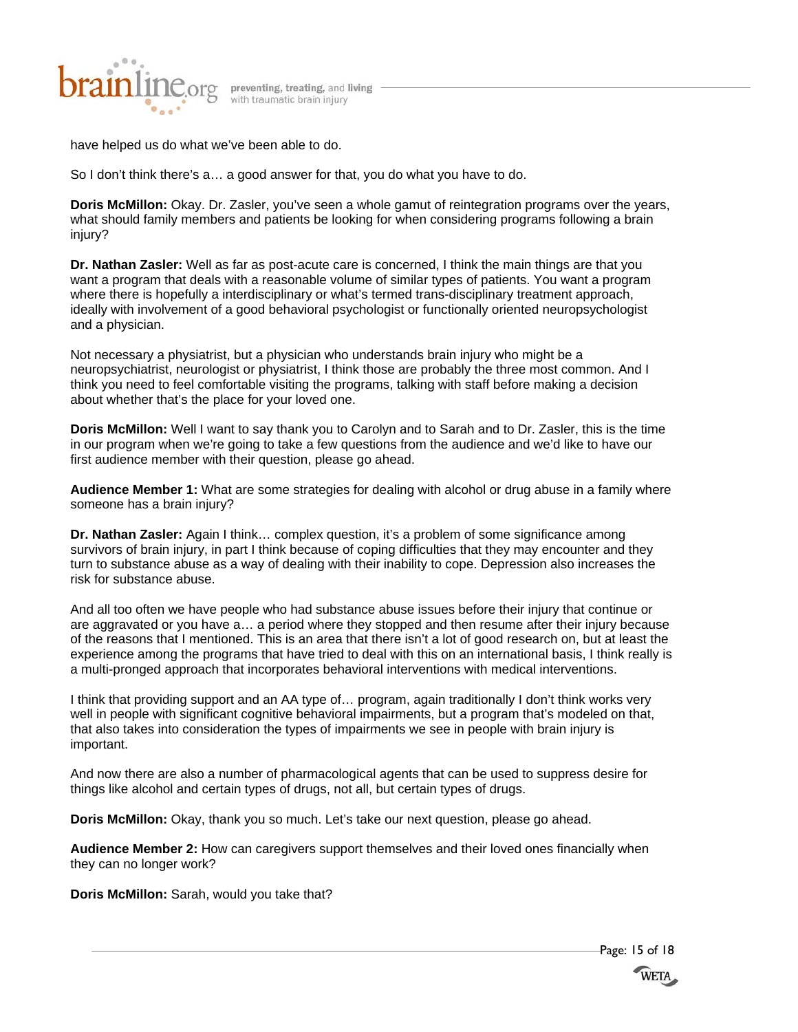have helped us do what we've been able to do.

So I don't think there's a… a good answer for that, you do what you have to do.

**Doris McMillon:** Okay. Dr. Zasler, you've seen a whole gamut of reintegration programs over the years, what should family members and patients be looking for when considering programs following a brain injury?

**Dr. Nathan Zasler:** Well as far as post-acute care is concerned, I think the main things are that you want a program that deals with a reasonable volume of similar types of patients. You want a program where there is hopefully a interdisciplinary or what's termed trans-disciplinary treatment approach, ideally with involvement of a good behavioral psychologist or functionally oriented neuropsychologist and a physician.

Not necessary a physiatrist, but a physician who understands brain injury who might be a neuropsychiatrist, neurologist or physiatrist, I think those are probably the three most common. And I think you need to feel comfortable visiting the programs, talking with staff before making a decision about whether that's the place for your loved one.

**Doris McMillon:** Well I want to say thank you to Carolyn and to Sarah and to Dr. Zasler, this is the time in our program when we're going to take a few questions from the audience and we'd like to have our first audience member with their question, please go ahead.

**Audience Member 1:** What are some strategies for dealing with alcohol or drug abuse in a family where someone has a brain injury?

**Dr. Nathan Zasler:** Again I think… complex question, it's a problem of some significance among survivors of brain injury, in part I think because of coping difficulties that they may encounter and they turn to substance abuse as a way of dealing with their inability to cope. Depression also increases the risk for substance abuse.

And all too often we have people who had substance abuse issues before their injury that continue or are aggravated or you have a… a period where they stopped and then resume after their injury because of the reasons that I mentioned. This is an area that there isn't a lot of good research on, but at least the experience among the programs that have tried to deal with this on an international basis, I think really is a multi-pronged approach that incorporates behavioral interventions with medical interventions.

I think that providing support and an AA type of… program, again traditionally I don't think works very well in people with significant cognitive behavioral impairments, but a program that's modeled on that, that also takes into consideration the types of impairments we see in people with brain injury is important.

And now there are also a number of pharmacological agents that can be used to suppress desire for things like alcohol and certain types of drugs, not all, but certain types of drugs.

**Doris McMillon:** Okay, thank you so much. Let's take our next question, please go ahead.

**Audience Member 2:** How can caregivers support themselves and their loved ones financially when they can no longer work?

**Doris McMillon:** Sarah, would you take that?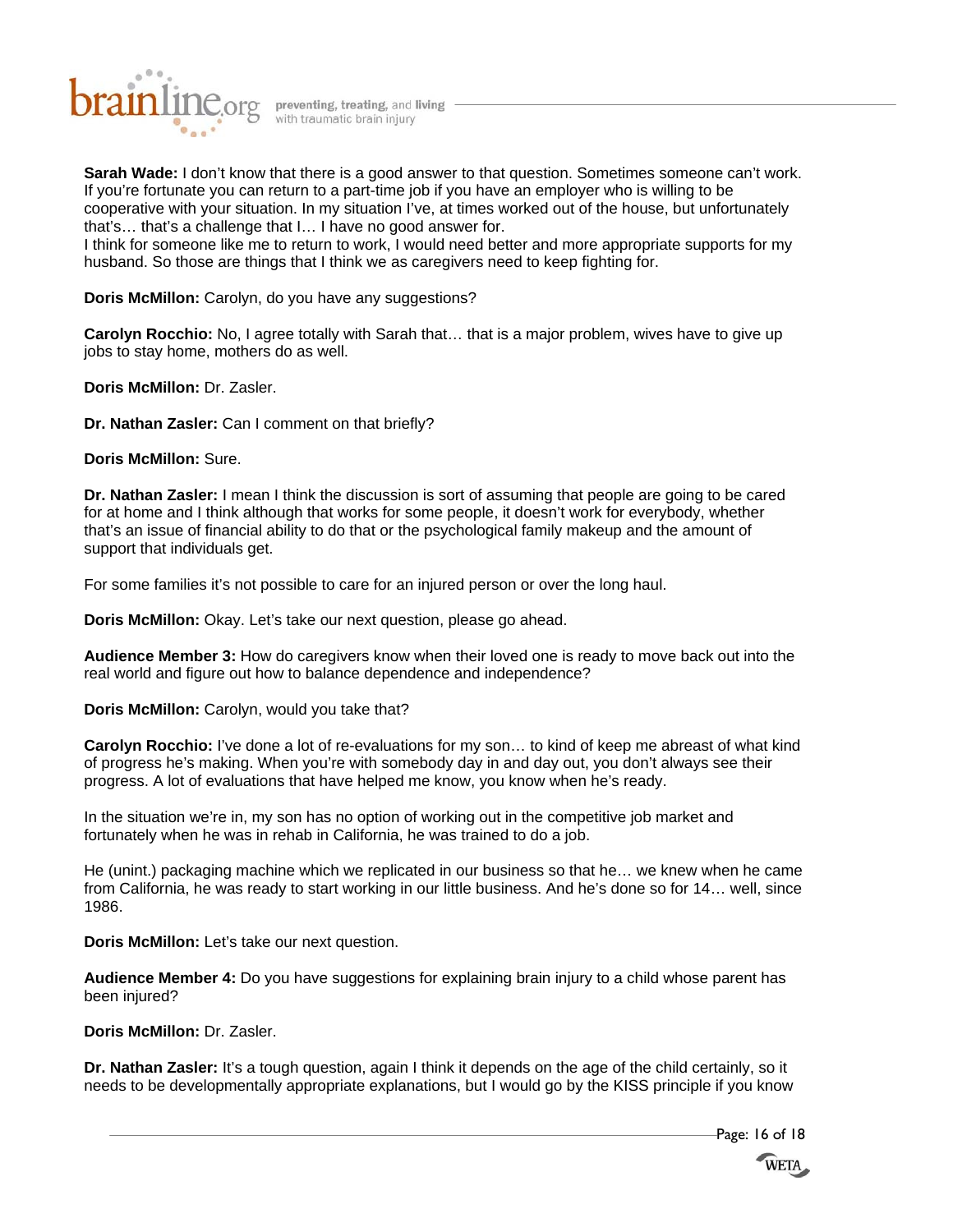**Sarah Wade:** I don't know that there is a good answer to that question. Sometimes someone can't work. If you're fortunate you can return to a part-time job if you have an employer who is willing to be cooperative with your situation. In my situation I've, at times worked out of the house, but unfortunately that's… that's a challenge that I… I have no good answer for.
I think for someone like me to return to work, I would need better and more appropriate supports for my husband. So those are things that I think we as caregivers need to keep fighting for.

**Doris McMillon:** Carolyn, do you have any suggestions?

**Carolyn Rocchio:** No, I agree totally with Sarah that… that is a major problem, wives have to give up jobs to stay home, mothers do as well.

**Doris McMillon:** Dr. Zasler.

**Dr. Nathan Zasler:** Can I comment on that briefly?

**Doris McMillon:** Sure.

**Dr. Nathan Zasler:** I mean I think the discussion is sort of assuming that people are going to be cared for at home and I think although that works for some people, it doesn't work for everybody, whether that's an issue of financial ability to do that or the psychological family makeup and the amount of support that individuals get.

For some families it's not possible to care for an injured person or over the long haul.

**Doris McMillon:** Okay. Let's take our next question, please go ahead.

**Audience Member 3:** How do caregivers know when their loved one is ready to move back out into the real world and figure out how to balance dependence and independence?

**Doris McMillon:** Carolyn, would you take that?

**Carolyn Rocchio:** I've done a lot of re-evaluations for my son… to kind of keep me abreast of what kind of progress he's making. When you're with somebody day in and day out, you don't always see their progress. A lot of evaluations that have helped me know, you know when he's ready.

In the situation we're in, my son has no option of working out in the competitive job market and fortunately when he was in rehab in California, he was trained to do a job.

He (unint.) packaging machine which we replicated in our business so that he… we knew when he came from California, he was ready to start working in our little business. And he's done so for 14… well, since 1986.

**Doris McMillon:** Let's take our next question.

**Audience Member 4:** Do you have suggestions for explaining brain injury to a child whose parent has been injured?

**Doris McMillon:** Dr. Zasler.

**Dr. Nathan Zasler:** It's a tough question, again I think it depends on the age of the child certainly, so it needs to be developmentally appropriate explanations, but I would go by the KISS principle if you know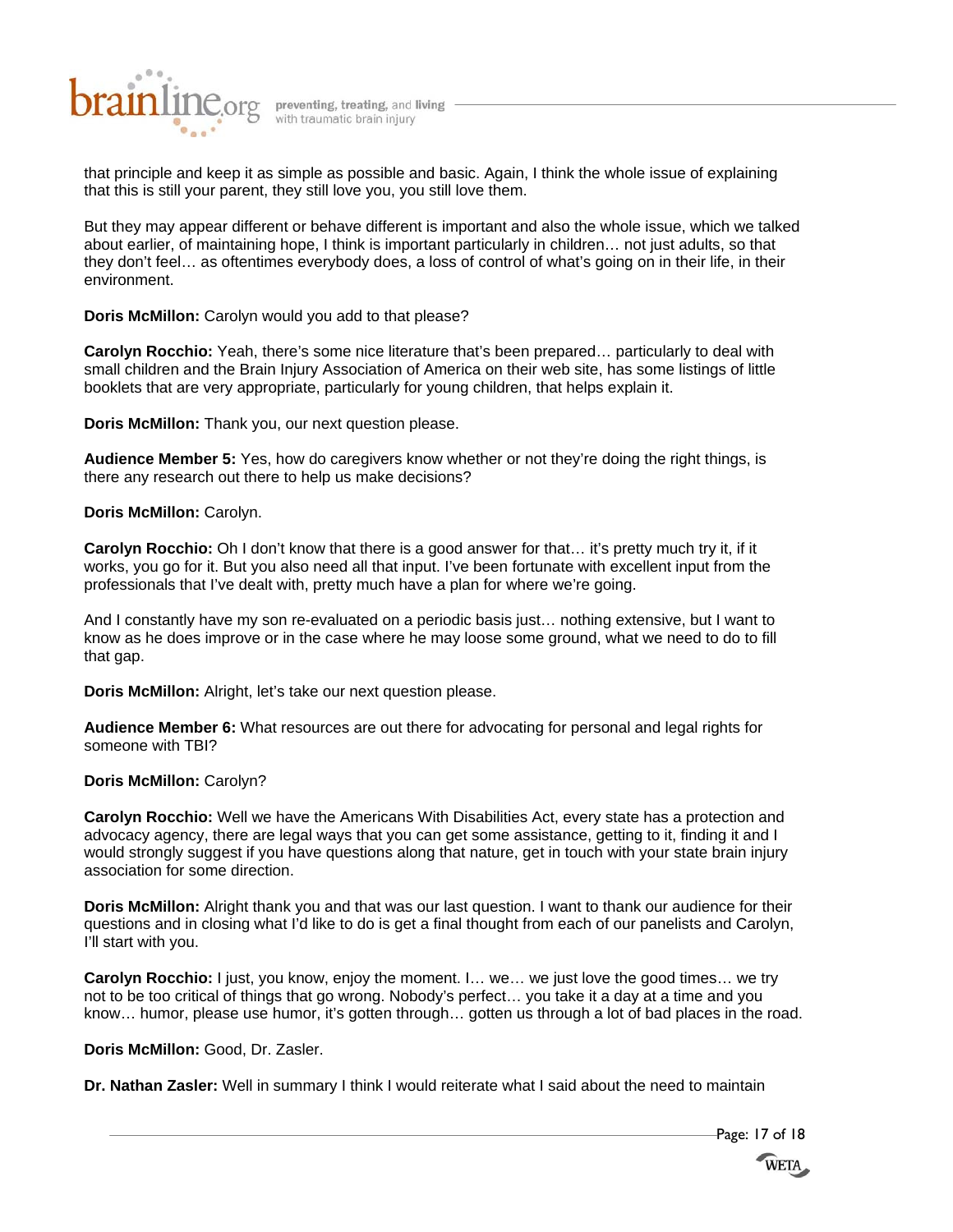that principle and keep it as simple as possible and basic. Again, I think the whole issue of explaining that this is still your parent, they still love you, you still love them.

But they may appear different or behave different is important and also the whole issue, which we talked about earlier, of maintaining hope, I think is important particularly in children… not just adults, so that they don't feel… as oftentimes everybody does, a loss of control of what's going on in their life, in their environment.

**Doris McMillon:** Carolyn would you add to that please?

**Carolyn Rocchio:** Yeah, there's some nice literature that's been prepared… particularly to deal with small children and the Brain Injury Association of America on their web site, has some listings of little booklets that are very appropriate, particularly for young children, that helps explain it.

**Doris McMillon:** Thank you, our next question please.

**Audience Member 5:** Yes, how do caregivers know whether or not they're doing the right things, is there any research out there to help us make decisions?

**Doris McMillon:** Carolyn.

**Carolyn Rocchio:** Oh I don't know that there is a good answer for that… it's pretty much try it, if it works, you go for it. But you also need all that input. I've been fortunate with excellent input from the professionals that I've dealt with, pretty much have a plan for where we're going.

And I constantly have my son re-evaluated on a periodic basis just… nothing extensive, but I want to know as he does improve or in the case where he may loose some ground, what we need to do to fill that gap.

**Doris McMillon:** Alright, let's take our next question please.

**Audience Member 6:** What resources are out there for advocating for personal and legal rights for someone with TBI?

**Doris McMillon:** Carolyn?

**Carolyn Rocchio:** Well we have the Americans With Disabilities Act, every state has a protection and advocacy agency, there are legal ways that you can get some assistance, getting to it, finding it and I would strongly suggest if you have questions along that nature, get in touch with your state brain injury association for some direction.

**Doris McMillon:** Alright thank you and that was our last question. I want to thank our audience for their questions and in closing what I'd like to do is get a final thought from each of our panelists and Carolyn, I'll start with you.

**Carolyn Rocchio:** I just, you know, enjoy the moment. I… we… we just love the good times… we try not to be too critical of things that go wrong. Nobody's perfect… you take it a day at a time and you know… humor, please use humor, it's gotten through… gotten us through a lot of bad places in the road.

**Doris McMillon:** Good, Dr. Zasler.

**Dr. Nathan Zasler:** Well in summary I think I would reiterate what I said about the need to maintain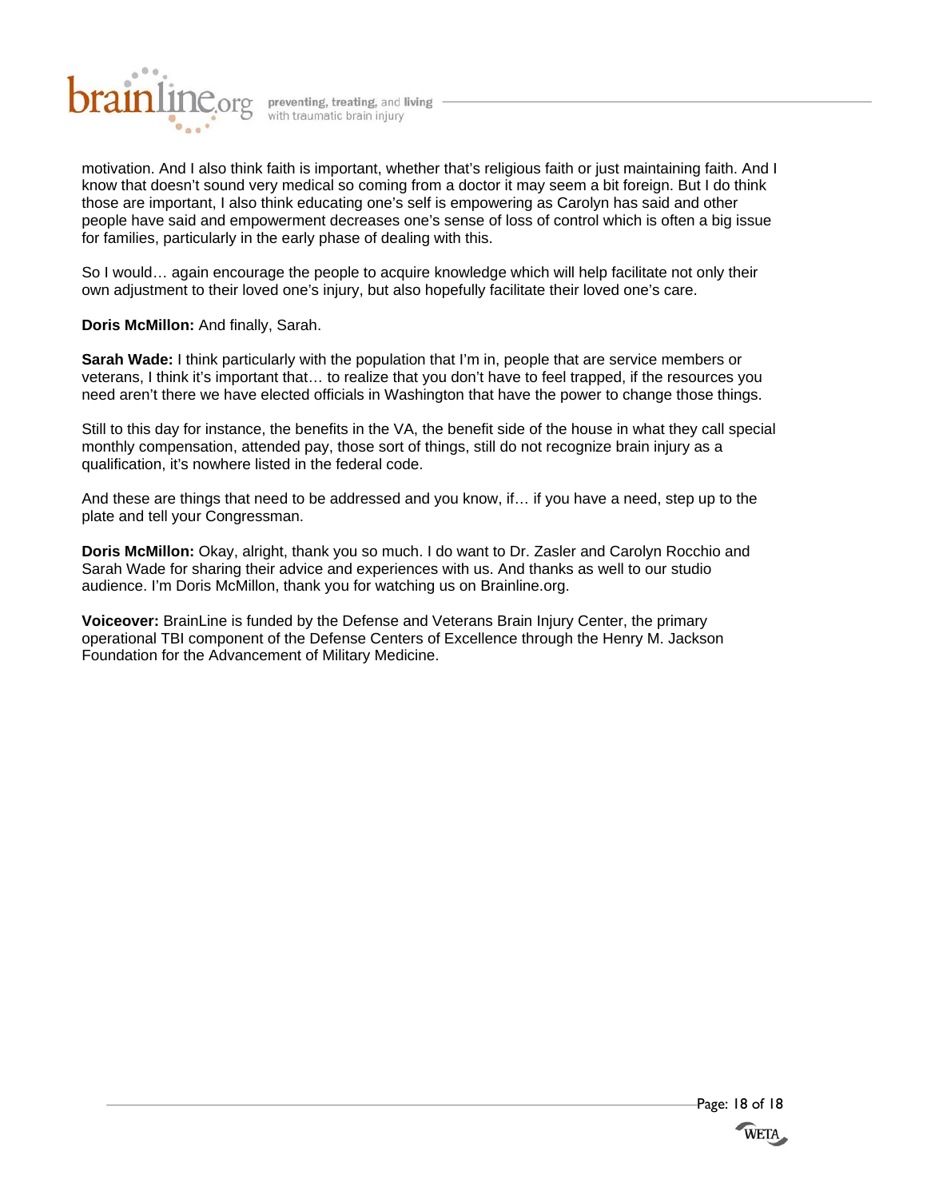motivation. And I also think faith is important, whether that's religious faith or just maintaining faith. And I know that doesn't sound very medical so coming from a doctor it may seem a bit foreign. But I do think those are important, I also think educating one's self is empowering as Carolyn has said and other people have said and empowerment decreases one's sense of loss of control which is often a big issue for families, particularly in the early phase of dealing with this.

So I would… again encourage the people to acquire knowledge which will help facilitate not only their own adjustment to their loved one's injury, but also hopefully facilitate their loved one's care.

**Doris McMillon:** And finally, Sarah.

**Sarah Wade:** I think particularly with the population that I'm in, people that are service members or veterans, I think it's important that… to realize that you don't have to feel trapped, if the resources you need aren't there we have elected officials in Washington that have the power to change those things.

Still to this day for instance, the benefits in the VA, the benefit side of the house in what they call special monthly compensation, attended pay, those sort of things, still do not recognize brain injury as a qualification, it's nowhere listed in the federal code.

And these are things that need to be addressed and you know, if… if you have a need, step up to the plate and tell your Congressman.

**Doris McMillon:** Okay, alright, thank you so much. I do want to Dr. Zasler and Carolyn Rocchio and Sarah Wade for sharing their advice and experiences with us. And thanks as well to our studio audience. I'm Doris McMillon, thank you for watching us on Brainline.org.

**Voiceover:** BrainLine is funded by the Defense and Veterans Brain Injury Center, the primary operational TBI component of the Defense Centers of Excellence through the Henry M. Jackson Foundation for the Advancement of Military Medicine.